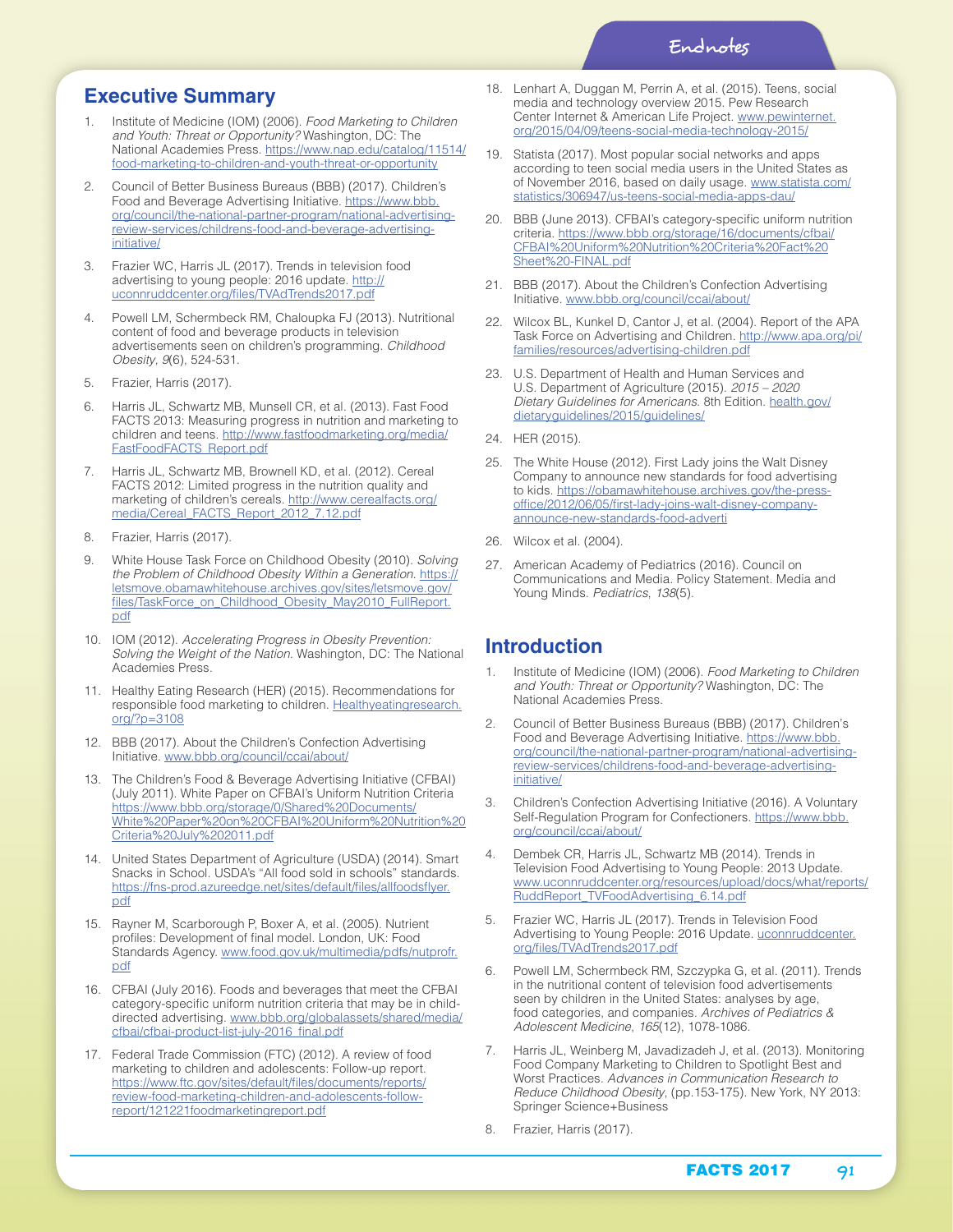# Endnotes

## Executive Summary

1. Institute of Medicine (IOM) (2006). *Food Marketing to Children and Youth: Threat or Opportunity?* Washington, DC: The National Academies Press. https://www.nap.edu/catalog/11514/food-marketing-to-children-and-youth-threat-or-opportunity
2. Council of Better Business Bureaus (BBB) (2017). Children's Food and Beverage Advertising Initiative. https://www.bbb.org/council/the-national-partner-program/national-advertising-review-services/childrens-food-and-beverage-advertising-initiative/
3. Frazier WC, Harris JL (2017). Trends in television food advertising to young people: 2016 update. http://uconnruddcenter.org/files/TVAdTrends2017.pdf
4. Powell LM, Schermbeck RM, Chaloupka FJ (2013). Nutritional content of food and beverage products in television advertisements seen on children's programming. *Childhood Obesity*, *9*(6), 524-531.
5. Frazier, Harris (2017).
6. Harris JL, Schwartz MB, Munsell CR, et al. (2013). Fast Food FACTS 2013: Measuring progress in nutrition and marketing to children and teens. http://www.fastfoodmarketing.org/media/FastFoodFACTS_Report.pdf
7. Harris JL, Schwartz MB, Brownell KD, et al. (2012). Cereal FACTS 2012: Limited progress in the nutrition quality and marketing of children's cereals. http://www.cerealfacts.org/media/Cereal_FACTS_Report_2012_7.12.pdf
8. Frazier, Harris (2017).
9. White House Task Force on Childhood Obesity (2010). *Solving the Problem of Childhood Obesity Within a Generation.* https://letsmove.obamawhitehouse.archives.gov/sites/letsmove.gov/files/TaskForce_on_Childhood_Obesity_May2010_FullReport.pdf
10. IOM (2012). *Accelerating Progress in Obesity Prevention: Solving the Weight of the Nation.* Washington, DC: The National Academies Press.
11. Healthy Eating Research (HER) (2015). Recommendations for responsible food marketing to children. Healthyeatingresearch.org/?p=3108
12. BBB (2017). About the Children's Confection Advertising Initiative. www.bbb.org/council/ccai/about/
13. The Children's Food & Beverage Advertising Initiative (CFBAI) (July 2011). White Paper on CFBAI's Uniform Nutrition Criteria https://www.bbb.org/storage/0/Shared%20Documents/White%20Paper%20on%20CFBAI%20Uniform%20Nutrition%20Criteria%20July%202011.pdf
14. United States Department of Agriculture (USDA) (2014). Smart Snacks in School. USDA's "All food sold in schools" standards. https://fns-prod.azureedge.net/sites/default/files/allfoodsflyer.pdf
15. Rayner M, Scarborough P, Boxer A, et al. (2005). Nutrient profiles: Development of final model. London, UK: Food Standards Agency. www.food.gov.uk/multimedia/pdfs/nutprofr.pdf
16. CFBAI (July 2016). Foods and beverages that meet the CFBAI category-specific uniform nutrition criteria that may be in child-directed advertising. www.bbb.org/globalassets/shared/media/cfbai/cfbai-product-list-july-2016_final.pdf
17. Federal Trade Commission (FTC) (2012). A review of food marketing to children and adolescents: Follow-up report. https://www.ftc.gov/sites/default/files/documents/reports/review-food-marketing-children-and-adolescents-follow-report/121221foodmarketingreport.pdf
18. Lenhart A, Duggan M, Perrin A, et al. (2015). Teens, social media and technology overview 2015. Pew Research Center Internet & American Life Project. www.pewinternet.org/2015/04/09/teens-social-media-technology-2015/
19. Statista (2017). Most popular social networks and apps according to teen social media users in the United States as of November 2016, based on daily usage. www.statista.com/statistics/306947/us-teens-social-media-apps-dau/
20. BBB (June 2013). CFBAI's category-specific uniform nutrition criteria. https://www.bbb.org/storage/16/documents/cfbai/CFBAI%20Uniform%20Nutrition%20Criteria%20Fact%20Sheet%20-FINAL.pdf
21. BBB (2017). About the Children's Confection Advertising Initiative. www.bbb.org/council/ccai/about/
22. Wilcox BL, Kunkel D, Cantor J, et al. (2004). Report of the APA Task Force on Advertising and Children. http://www.apa.org/pi/families/resources/advertising-children.pdf
23. U.S. Department of Health and Human Services and U.S. Department of Agriculture (2015). *2015 – 2020 Dietary Guidelines for Americans*. 8th Edition. health.gov/dietaryguidelines/2015/guidelines/
24. HER (2015).
25. The White House (2012). First Lady joins the Walt Disney Company to announce new standards for food advertising to kids. https://obamawhitehouse.archives.gov/the-press-office/2012/06/05/first-lady-joins-walt-disney-company-announce-new-standards-food-adverti
26. Wilcox et al. (2004).
27. American Academy of Pediatrics (2016). Council on Communications and Media. Policy Statement. Media and Young Minds. *Pediatrics*, *138*(5).

## Introduction

1. Institute of Medicine (IOM) (2006). *Food Marketing to Children and Youth: Threat or Opportunity?* Washington, DC: The National Academies Press.
2. Council of Better Business Bureaus (BBB) (2017). Children's Food and Beverage Advertising Initiative. https://www.bbb.org/council/the-national-partner-program/national-advertising-review-services/childrens-food-and-beverage-advertising-initiative/
3. Children's Confection Advertising Initiative (2016). A Voluntary Self-Regulation Program for Confectioners. https://www.bbb.org/council/ccai/about/
4. Dembek CR, Harris JL, Schwartz MB (2014). Trends in Television Food Advertising to Young People: 2013 Update. www.uconnruddcenter.org/resources/upload/docs/what/reports/RuddReport_TVFoodAdvertising_6.14.pdf
5. Frazier WC, Harris JL (2017). Trends in Television Food Advertising to Young People: 2016 Update. uconnruddcenter.org/files/TVAdTrends2017.pdf
6. Powell LM, Schermbeck RM, Szczypka G, et al. (2011). Trends in the nutritional content of television food advertisements seen by children in the United States: analyses by age, food categories, and companies. *Archives of Pediatrics & Adolescent Medicine*, *165*(12), 1078-1086.
7. Harris JL, Weinberg M, Javadizadeh J, et al. (2013). Monitoring Food Company Marketing to Children to Spotlight Best and Worst Practices. *Advances in Communication Research to Reduce Childhood Obesity*, (pp.153-175). New York, NY 2013: Springer Science+Business
8. Frazier, Harris (2017).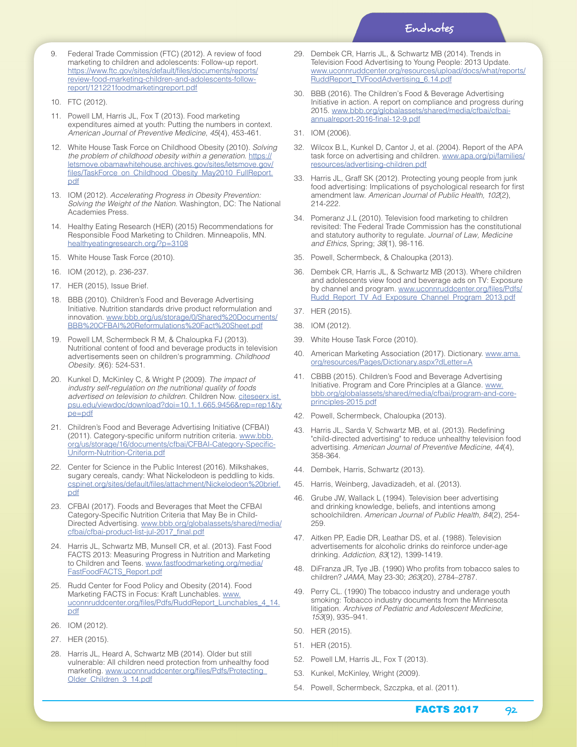## Endnotes

9. Federal Trade Commission (FTC) (2012). A review of food marketing to children and adolescents: Follow-up report. https://www.ftc.gov/sites/default/files/documents/reports/review-food-marketing-children-and-adolescents-follow-report/121221foodmarketingreport.pdf
10. FTC (2012).
11. Powell LM, Harris JL, Fox T (2013). Food marketing expenditures aimed at youth: Putting the numbers in context. *American Journal of Preventive Medicine*, *45*(4), 453-461.
12. White House Task Force on Childhood Obesity (2010). *Solving the problem of childhood obesity within a generation*. https://letsmove.obamawhitehouse.archives.gov/sites/letsmove.gov/files/TaskForce_on_Childhood_Obesity_May2010_FullReport.pdf
13. IOM (2012). *Accelerating Progress in Obesity Prevention: Solving the Weight of the Nation*. Washington, DC: The National Academies Press.
14. Healthy Eating Research (HER) (2015) Recommendations for Responsible Food Marketing to Children. Minneapolis, MN. healthyeatingresearch.org/?p=3108
15. White House Task Force (2010).
16. IOM (2012), p. 236-237.
17. HER (2015), Issue Brief.
18. BBB (2010). Children's Food and Beverage Advertising Initiative. Nutrition standards drive product reformulation and innovation. www.bbb.org/us/storage/0/Shared%20Documents/BBB%20CFBAI%20Reformulations%20Fact%20Sheet.pdf
19. Powell LM, Schermbeck R M, & Chaloupka FJ (2013). Nutritional content of food and beverage products in television advertisements seen on children's programming. *Childhood Obesity*. *9*(6): 524-531.
20. Kunkel D, McKinley C, & Wright P (2009). *The impact of industry self-regulation on the nutritional quality of foods advertised on television to children*. Children Now. citeseerx.ist.psu.edu/viewdoc/download?doi=10.1.1.665.9456&rep=rep1&type=pdf
21. Children's Food and Beverage Advertising Initiative (CFBAI) (2011). Category-specific uniform nutrition criteria. www.bbb.org/us/storage/16/documents/cfbai/CFBAI-Category-Specific-Uniform-Nutrition-Criteria.pdf
22. Center for Science in the Public Interest (2016). Milkshakes, sugary cereals, candy: What Nickelodeon is peddling to kids. cspinet.org/sites/default/files/attachment/Nickelodeon%20brief.pdf
23. CFBAI (2017). Foods and Beverages that Meet the CFBAI Category-Specific Nutrition Criteria that May Be in Child-Directed Advertising. www.bbb.org/globalassets/shared/media/cfbai/cfbai-product-list-jul-2017_final.pdf
24. Harris JL, Schwartz MB, Munsell CR, et al. (2013). Fast Food FACTS 2013: Measuring Progress in Nutrition and Marketing to Children and Teens. www.fastfoodmarketing.org/media/FastFoodFACTS_Report.pdf
25. Rudd Center for Food Policy and Obesity (2014). Food Marketing FACTS in Focus: Kraft Lunchables. www.uconnruddcenter.org/files/Pdfs/RuddReport_Lunchables_4_14.pdf
26. IOM (2012).
27. HER (2015).
28. Harris JL, Heard A, Schwartz MB (2014). Older but still vulnerable: All children need protection from unhealthy food marketing. www.uconnruddcenter.org/files/Pdfs/Protecting_Older_Children_3_14.pdf
29. Dembek CR, Harris JL, & Schwartz MB (2014). Trends in Television Food Advertising to Young People: 2013 Update. www.uconnruddcenter.org/resources/upload/docs/what/reports/RuddReport_TVFoodAdvertising_6.14.pdf
30. BBB (2016). The Children's Food & Beverage Advertising Initiative in action. A report on compliance and progress during 2015. www.bbb.org/globalassets/shared/media/cfbai/cfbai-annualreport-2016-final-12-9.pdf
31. IOM (2006).
32. Wilcox B.L, Kunkel D, Cantor J, et al. (2004). Report of the APA task force on advertising and children. www.apa.org/pi/families/resources/advertising-children.pdf
33. Harris JL, Graff SK (2012). Protecting young people from junk food advertising: Implications of psychological research for first amendment law. *American Journal of Public Health, 102*(2), 214-222.
34. Pomeranz J.L (2010). Television food marketing to children revisited: The Federal Trade Commission has the constitutional and statutory authority to regulate. *Journal of Law, Medicine and Ethics*, Spring; *38*(1), 98-116.
35. Powell, Schermbeck, & Chaloupka (2013).
36. Dembek CR, Harris JL, & Schwartz MB (2013). Where children and adolescents view food and beverage ads on TV: Exposure by channel and program. www.uconnruddcenter.org/files/Pdfs/Rudd_Report_TV_Ad_Exposure_Channel_Program_2013.pdf
37. HER (2015).
38. IOM (2012).
39. White House Task Force (2010).
40. American Marketing Association (2017). Dictionary. www.ama.org/resources/Pages/Dictionary.aspx?dLetter=A
41. CBBB (2015). Children's Food and Beverage Advertising Initiative. Program and Core Principles at a Glance. www.bbb.org/globalassets/shared/media/cfbai/program-and-core-principles-2015.pdf
42. Powell, Schermbeck, Chaloupka (2013).
43. Harris JL, Sarda V, Schwartz MB, et al. (2013). Redefining "child-directed advertising" to reduce unhealthy television food advertising. *American Journal of Preventive Medicine, 44*(4), 358-364.
44. Dembek, Harris, Schwartz (2013).
45. Harris, Weinberg, Javadizadeh, et al. (2013).
46. Grube JW, Wallack L (1994). Television beer advertising and drinking knowledge, beliefs, and intentions among schoolchildren. *American Journal of Public Health, 84*(2), 254-259.
47. Aitken PP, Eadie DR, Leathar DS, et al. (1988). Television advertisements for alcoholic drinks do reinforce under-age drinking. *Addiction, 83*(12), 1399-1419.
48. DiFranza JR, Tye JB. (1990) Who profits from tobacco sales to children? *JAMA*, May 23-30; *263*(20), 2784–2787.
49. Perry CL. (1990) The tobacco industry and underage youth smoking: Tobacco industry documents from the Minnesota litigation. *Archives of Pediatric and Adolescent Medicine, 153*(9), 935–941.
50. HER (2015).
51. HER (2015).
52. Powell LM, Harris JL, Fox T (2013).
53. Kunkel, McKinley, Wright (2009).
54. Powell, Schermbeck, Szczpka, et al. (2011).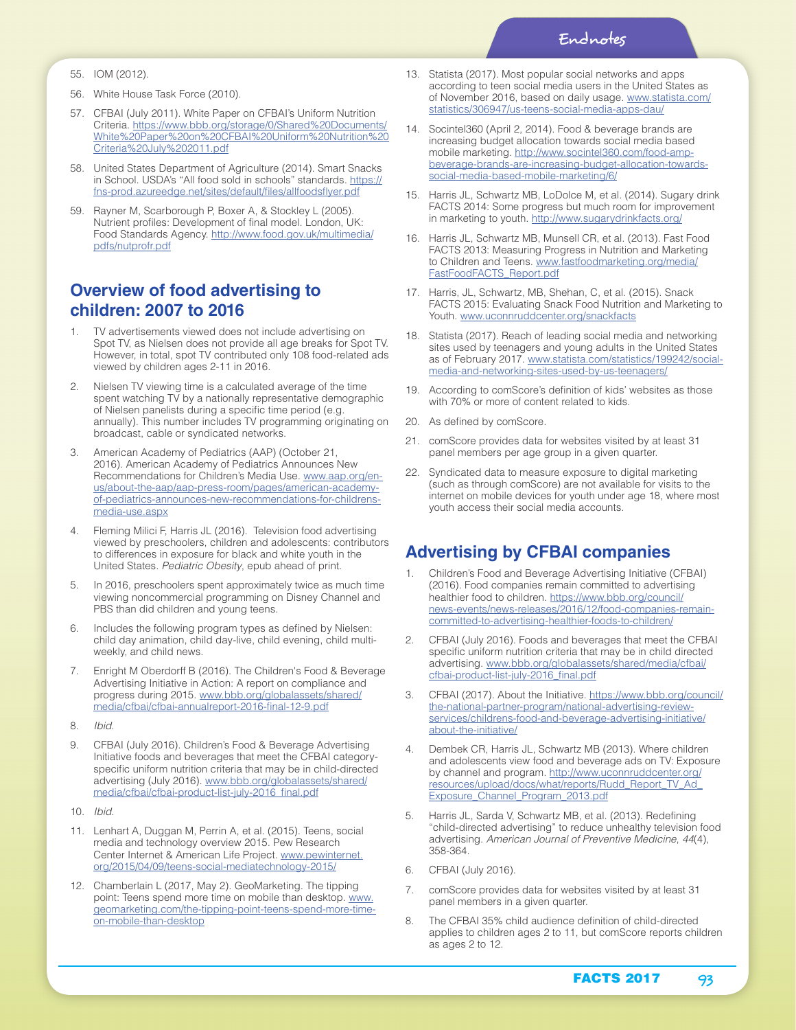55. IOM (2012).

56. White House Task Force (2010).

57. CFBAI (July 2011). White Paper on CFBAI's Uniform Nutrition Criteria. https://www.bbb.org/storage/0/Shared%20Documents/White%20Paper%20on%20CFBAI%20Uniform%20Nutrition%20Criteria%20July%202011.pdf

58. United States Department of Agriculture (2014). Smart Snacks in School. USDA's "All food sold in schools" standards. https://fns-prod.azureedge.net/sites/default/files/allfoodsflyer.pdf

59. Rayner M, Scarborough P, Boxer A, & Stockley L (2005). Nutrient profiles: Development of final model. London, UK: Food Standards Agency. http://www.food.gov.uk/multimedia/pdfs/nutprofr.pdf

## Overview of food advertising to children: 2007 to 2016

1. TV advertisements viewed does not include advertising on Spot TV, as Nielsen does not provide all age breaks for Spot TV. However, in total, spot TV contributed only 108 food-related ads viewed by children ages 2-11 in 2016.

2. Nielsen TV viewing time is a calculated average of the time spent watching TV by a nationally representative demographic of Nielsen panelists during a specific time period (e.g. annually). This number includes TV programming originating on broadcast, cable or syndicated networks.

3. American Academy of Pediatrics (AAP) (October 21, 2016). American Academy of Pediatrics Announces New Recommendations for Children's Media Use. www.aap.org/en-us/about-the-aap/aap-press-room/pages/american-academy-of-pediatrics-announces-new-recommendations-for-childrens-media-use.aspx

4. Fleming Milici F, Harris JL (2016). Television food advertising viewed by preschoolers, children and adolescents: contributors to differences in exposure for black and white youth in the United States. *Pediatric Obesity*, epub ahead of print.

5. In 2016, preschoolers spent approximately twice as much time viewing noncommercial programming on Disney Channel and PBS than did children and young teens.

6. Includes the following program types as defined by Nielsen: child day animation, child day-live, child evening, child multi-weekly, and child news.

7. Enright M Oberdorff B (2016). The Children's Food & Beverage Advertising Initiative in Action: A report on compliance and progress during 2015. www.bbb.org/globalassets/shared/media/cfbai/cfbai-annualreport-2016-final-12-9.pdf

8. *Ibid.*

9. CFBAI (July 2016). Children's Food & Beverage Advertising Initiative foods and beverages that meet the CFBAI category-specific uniform nutrition criteria that may be in child-directed advertising (July 2016). www.bbb.org/globalassets/shared/media/cfbai/cfbai-product-list-july-2016_final.pdf

10. *Ibid.*

11. Lenhart A, Duggan M, Perrin A, et al. (2015). Teens, social media and technology overview 2015. Pew Research Center Internet & American Life Project. www.pewinternet.org/2015/04/09/teens-social-mediatechnology-2015/

12. Chamberlain L (2017, May 2). GeoMarketing. The tipping point: Teens spend more time on mobile than desktop. www.geomarketing.com/the-tipping-point-teens-spend-more-time-on-mobile-than-desktop

13. Statista (2017). Most popular social networks and apps according to teen social media users in the United States as of November 2016, based on daily usage. www.statista.com/statistics/306947/us-teens-social-media-apps-dau/

14. Socintel360 (April 2, 2014). Food & beverage brands are increasing budget allocation towards social media based mobile marketing. http://www.socintel360.com/food-amp-beverage-brands-are-increasing-budget-allocation-towards-social-media-based-mobile-marketing/6/

15. Harris JL, Schwartz MB, LoDolce M, et al. (2014). Sugary drink FACTS 2014: Some progress but much room for improvement in marketing to youth. http://www.sugarydrinkfacts.org/

16. Harris JL, Schwartz MB, Munsell CR, et al. (2013). Fast Food FACTS 2013: Measuring Progress in Nutrition and Marketing to Children and Teens. www.fastfoodmarketing.org/media/FastFoodFACTS_Report.pdf

17. Harris, JL, Schwartz, MB, Shehan, C, et al. (2015). Snack FACTS 2015: Evaluating Snack Food Nutrition and Marketing to Youth. www.uconnruddcenter.org/snackfacts

18. Statista (2017). Reach of leading social media and networking sites used by teenagers and young adults in the United States as of February 2017. www.statista.com/statistics/199242/social-media-and-networking-sites-used-by-us-teenagers/

19. According to comScore's definition of kids' websites as those with 70% or more of content related to kids.

20. As defined by comScore.

21. comScore provides data for websites visited by at least 31 panel members per age group in a given quarter.

22. Syndicated data to measure exposure to digital marketing (such as through comScore) are not available for visits to the internet on mobile devices for youth under age 18, where most youth access their social media accounts.

## Advertising by CFBAI companies

1. Children's Food and Beverage Advertising Initiative (CFBAI) (2016). Food companies remain committed to advertising healthier food to children. https://www.bbb.org/council/news-events/news-releases/2016/12/food-companies-remain-committed-to-advertising-healthier-foods-to-children/

2. CFBAI (July 2016). Foods and beverages that meet the CFBAI specific uniform nutrition criteria that may be in child directed advertising. www.bbb.org/globalassets/shared/media/cfbai/cfbai-product-list-july-2016_final.pdf

3. CFBAI (2017). About the Initiative. https://www.bbb.org/council/the-national-partner-program/national-advertising-review-services/childrens-food-and-beverage-advertising-initiative/about-the-initiative/

4. Dembek CR, Harris JL, Schwartz MB (2013). Where children and adolescents view food and beverage ads on TV: Exposure by channel and program. http://www.uconnruddcenter.org/resources/upload/docs/what/reports/Rudd_Report_TV_Ad_Exposure_Channel_Program_2013.pdf

5. Harris JL, Sarda V, Schwartz MB, et al. (2013). Redefining "child-directed advertising" to reduce unhealthy television food advertising. *American Journal of Preventive Medicine, 44*(4), 358-364.

6. CFBAI (July 2016).

7. comScore provides data for websites visited by at least 31 panel members in a given quarter.

8. The CFBAI 35% child audience definition of child-directed applies to children ages 2 to 11, but comScore reports children as ages 2 to 12.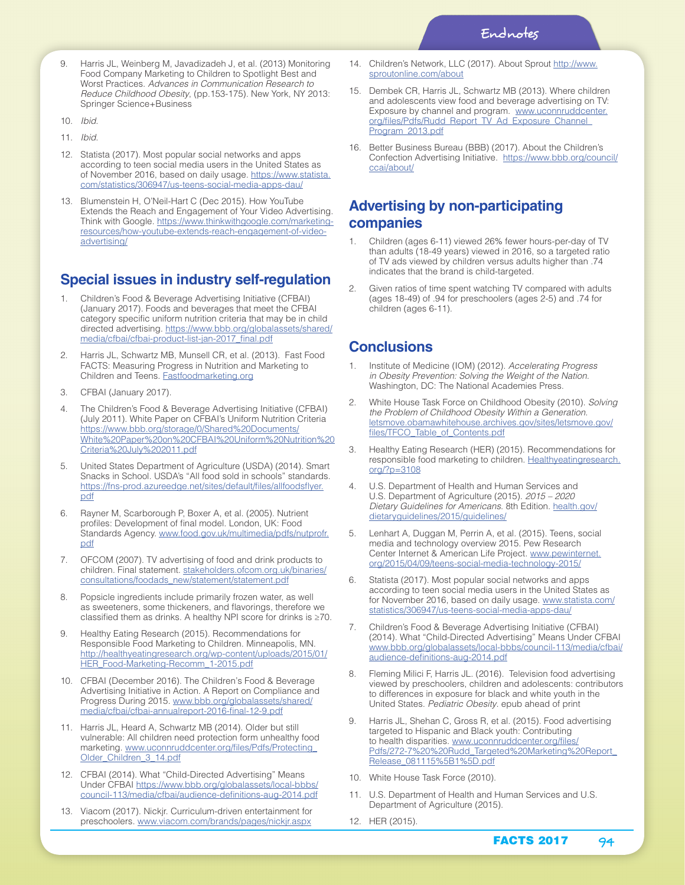9. Harris JL, Weinberg M, Javadizadeh J, et al. (2013) Monitoring Food Company Marketing to Children to Spotlight Best and Worst Practices. *Advances in Communication Research to Reduce Childhood Obesity,* (pp.153-175). New York, NY 2013: Springer Science+Business

10. *Ibid.*

11. *Ibid.*

12. Statista (2017). Most popular social networks and apps according to teen social media users in the United States as of November 2016, based on daily usage. https://www.statista.com/statistics/306947/us-teens-social-media-apps-dau/

13. Blumenstein H, O'Neil-Hart C (Dec 2015). How YouTube Extends the Reach and Engagement of Your Video Advertising. Think with Google. https://www.thinkwithgoogle.com/marketing-resources/how-youtube-extends-reach-engagement-of-video-advertising/

## Special issues in industry self-regulation

1. Children's Food & Beverage Advertising Initiative (CFBAI) (January 2017). Foods and beverages that meet the CFBAI category specific uniform nutrition criteria that may be in child directed advertising. https://www.bbb.org/globalassets/shared/media/cfbai/cfbai-product-list-jan-2017_final.pdf

2. Harris JL, Schwartz MB, Munsell CR, et al. (2013). Fast Food FACTS: Measuring Progress in Nutrition and Marketing to Children and Teens. Fastfoodmarketing.org

3. CFBAI (January 2017).

4. The Children's Food & Beverage Advertising Initiative (CFBAI) (July 2011). White Paper on CFBAI's Uniform Nutrition Criteria https://www.bbb.org/storage/0/Shared%20Documents/White%20Paper%20on%20CFBAI%20Uniform%20Nutrition%20Criteria%20July%202011.pdf

5. United States Department of Agriculture (USDA) (2014). Smart Snacks in School. USDA's "All food sold in schools" standards. https://fns-prod.azureedge.net/sites/default/files/allfoodsflyer.pdf

6. Rayner M, Scarborough P, Boxer A, et al. (2005). Nutrient profiles: Development of final model. London, UK: Food Standards Agency. www.food.gov.uk/multimedia/pdfs/nutprofr.pdf

7. OFCOM (2007). TV advertising of food and drink products to children. Final statement. stakeholders.ofcom.org.uk/binaries/consultations/foodads_new/statement/statement.pdf

8. Popsicle ingredients include primarily frozen water, as well as sweeteners, some thickeners, and flavorings, therefore we classified them as drinks. A healthy NPI score for drinks is ≥70.

9. Healthy Eating Research (2015). Recommendations for Responsible Food Marketing to Children. Minneapolis, MN. http://healthyeatingresearch.org/wp-content/uploads/2015/01/HER_Food-Marketing-Recomm_1-2015.pdf

10. CFBAI (December 2016). The Children's Food & Beverage Advertising Initiative in Action. A Report on Compliance and Progress During 2015. www.bbb.org/globalassets/shared/media/cfbai/cfbai-annualreport-2016-final-12-9.pdf

11. Harris JL, Heard A, Schwartz MB (2014). Older but still vulnerable: All children need protection form unhealthy food marketing. www.uconnruddcenter.org/files/Pdfs/Protecting_Older_Children_3_14.pdf

12. CFBAI (2014). What "Child-Directed Advertising" Means Under CFBAI https://www.bbb.org/globalassets/local-bbbs/council-113/media/cfbai/audience-definitions-aug-2014.pdf

13. Viacom (2017). Nickjr. Curriculum-driven entertainment for preschoolers. www.viacom.com/brands/pages/nickjr.aspx

14. Children's Network, LLC (2017). About Sprout http://www.sproutonline.com/about

15. Dembek CR, Harris JL, Schwartz MB (2013). Where children and adolescents view food and beverage advertising on TV: Exposure by channel and program. www.uconnruddcenter.org/files/Pdfs/Rudd_Report_TV_Ad_Exposure_Channel_Program_2013.pdf

16. Better Business Bureau (BBB) (2017). About the Children's Confection Advertising Initiative. https://www.bbb.org/council/ccai/about/

## Advertising by non-participating companies

1. Children (ages 6-11) viewed 26% fewer hours-per-day of TV than adults (18-49 years) viewed in 2016, so a targeted ratio of TV ads viewed by children versus adults higher than .74 indicates that the brand is child-targeted.

2. Given ratios of time spent watching TV compared with adults (ages 18-49) of .94 for preschoolers (ages 2-5) and .74 for children (ages 6-11).

## Conclusions

1. Institute of Medicine (IOM) (2012). *Accelerating Progress in Obesity Prevention: Solving the Weight of the Nation.* Washington, DC: The National Academies Press.

2. White House Task Force on Childhood Obesity (2010). *Solving the Problem of Childhood Obesity Within a Generation.* letsmove.obamawhitehouse.archives.gov/sites/letsmove.gov/files/TFCO_Table_of_Contents.pdf

3. Healthy Eating Research (HER) (2015). Recommendations for responsible food marketing to children. Healthyeatingresearch.org/?p=3108

4. U.S. Department of Health and Human Services and U.S. Department of Agriculture (2015). *2015 – 2020 Dietary Guidelines for Americans.* 8th Edition. health.gov/dietaryguidelines/2015/guidelines/

5. Lenhart A, Duggan M, Perrin A, et al. (2015). Teens, social media and technology overview 2015. Pew Research Center Internet & American Life Project. www.pewinternet.org/2015/04/09/teens-social-media-technology-2015/

6. Statista (2017). Most popular social networks and apps according to teen social media users in the United States as for November 2016, based on daily usage. www.statista.com/statistics/306947/us-teens-social-media-apps-dau/

7. Children's Food & Beverage Advertising Initiative (CFBAI) (2014). What "Child-Directed Advertising" Means Under CFBAI www.bbb.org/globalassets/local-bbbs/council-113/media/cfbai/audience-definitions-aug-2014.pdf

8. Fleming Milici F, Harris JL. (2016). Television food advertising viewed by preschoolers, children and adolescents: contributors to differences in exposure for black and white youth in the United States. *Pediatric Obesity.* epub ahead of print

9. Harris JL, Shehan C, Gross R, et al. (2015). Food advertising targeted to Hispanic and Black youth: Contributing to health disparities. www.uconnruddcenter.org/files/Pdfs/272-7%20%20Rudd_Targeted%20Marketing%20Report_Release_081115%5B1%5D.pdf

10. White House Task Force (2010).

11. U.S. Department of Health and Human Services and U.S. Department of Agriculture (2015).

12. HER (2015).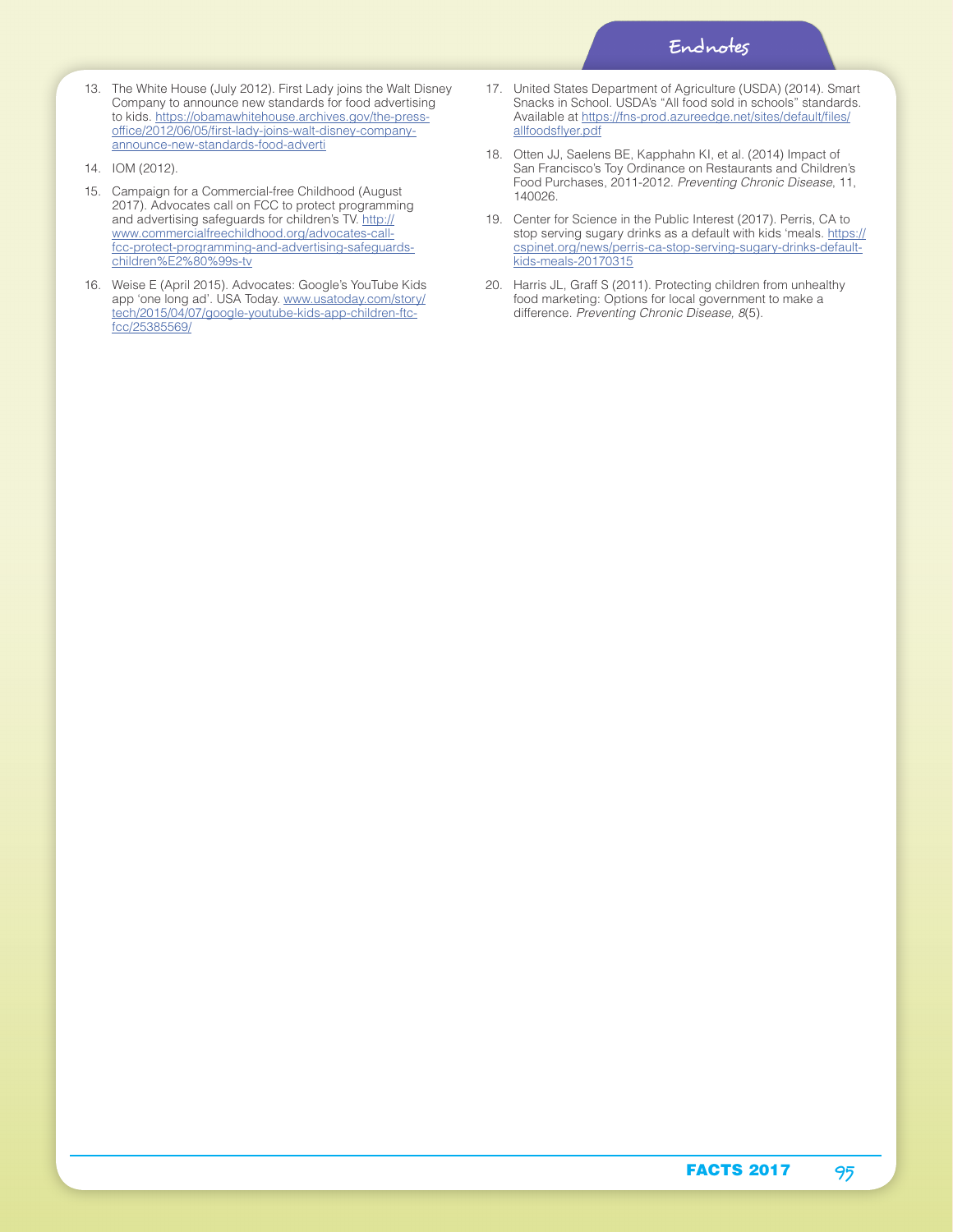13. The White House (July 2012). First Lady joins the Walt Disney Company to announce new standards for food advertising to kids. https://obamawhitehouse.archives.gov/the-press-office/2012/06/05/first-lady-joins-walt-disney-company-announce-new-standards-food-adverti

14. IOM (2012).

15. Campaign for a Commercial-free Childhood (August 2017). Advocates call on FCC to protect programming and advertising safeguards for children's TV. http://www.commercialfreechildhood.org/advocates-call-fcc-protect-programming-and-advertising-safeguards-children%E2%80%99s-tv

16. Weise E (April 2015). Advocates: Google's YouTube Kids app 'one long ad'. USA Today. www.usatoday.com/story/tech/2015/04/07/google-youtube-kids-app-children-ftc-fcc/25385569/

17. United States Department of Agriculture (USDA) (2014). Smart Snacks in School. USDA's "All food sold in schools" standards. Available at https://fns-prod.azureedge.net/sites/default/files/allfoodsflyer.pdf

18. Otten JJ, Saelens BE, Kapphahn KI, et al. (2014) Impact of San Francisco's Toy Ordinance on Restaurants and Children's Food Purchases, 2011-2012. *Preventing Chronic Disease*, 11, 140026.

19. Center for Science in the Public Interest (2017). Perris, CA to stop serving sugary drinks as a default with kids 'meals. https://cspinet.org/news/perris-ca-stop-serving-sugary-drinks-default-kids-meals-20170315

20. Harris JL, Graff S (2011). Protecting children from unhealthy food marketing: Options for local government to make a difference. *Preventing Chronic Disease, 8*(5).